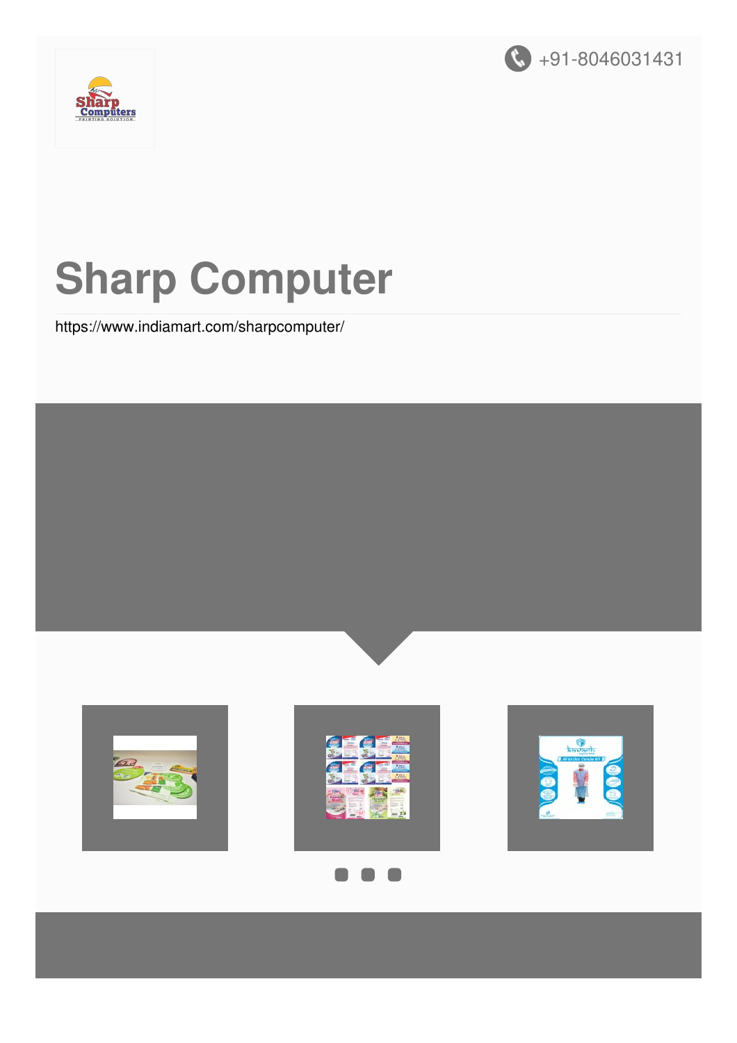+91-8046031431

# Sharp Computer

https://www.indiamart.com/sharpcomputer/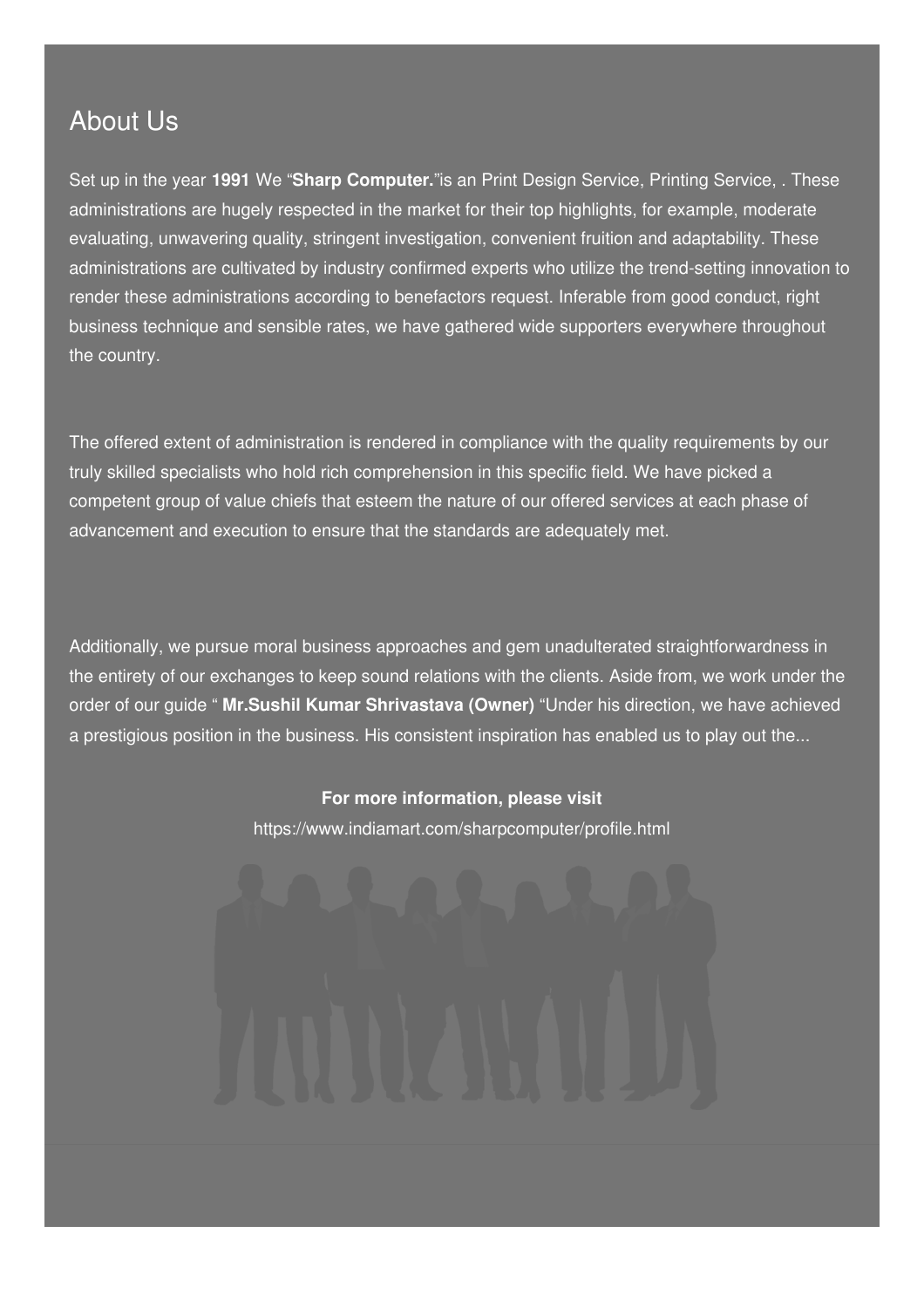## About Us

Set up in the year **1991** We "**Sharp Computer.**"is an Print Design Service, Printing Service, . These administrations are hugely respected in the market for their top highlights, for example, moderate evaluating, unwavering quality, stringent investigation, convenient fruition and adaptability. These administrations are cultivated by industry confirmed experts who utilize the trend-setting innovation to render these administrations according to benefactors request. Inferable from good conduct, right business technique and sensible rates, we have gathered wide supporters everywhere throughout the country.

The offered extent of administration is rendered in compliance with the quality requirements by our truly skilled specialists who hold rich comprehension in this specific field. We have picked a competent group of value chiefs that esteem the nature of our offered services at each phase of advancement and execution to ensure that the standards are adequately met.

Additionally, we pursue moral business approaches and gem unadulterated straightforwardness in the entirety of our exchanges to keep sound relations with the clients. Aside from, we work under the order of our guide " **Mr.Sushil Kumar Shrivastava (Owner)** "Under his direction, we have achieved a prestigious position in the business. His consistent inspiration has enabled us to play out the...

**For more information, please visit**

https://www.indiamart.com/sharpcomputer/profile.html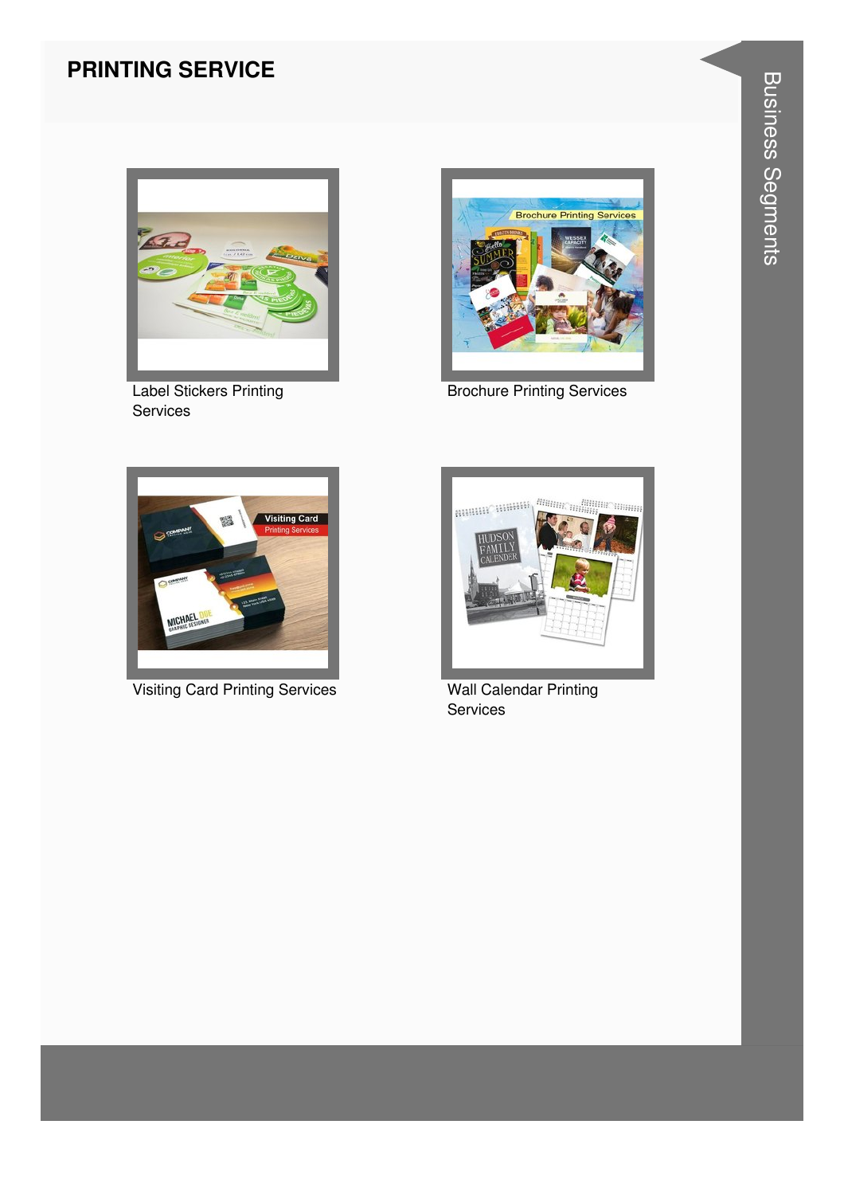## PRINTING SERVICE

Label Stickers Printing Services

Brochure Printing Services

Visiting Card Printing Services

Wall Calendar Printing Services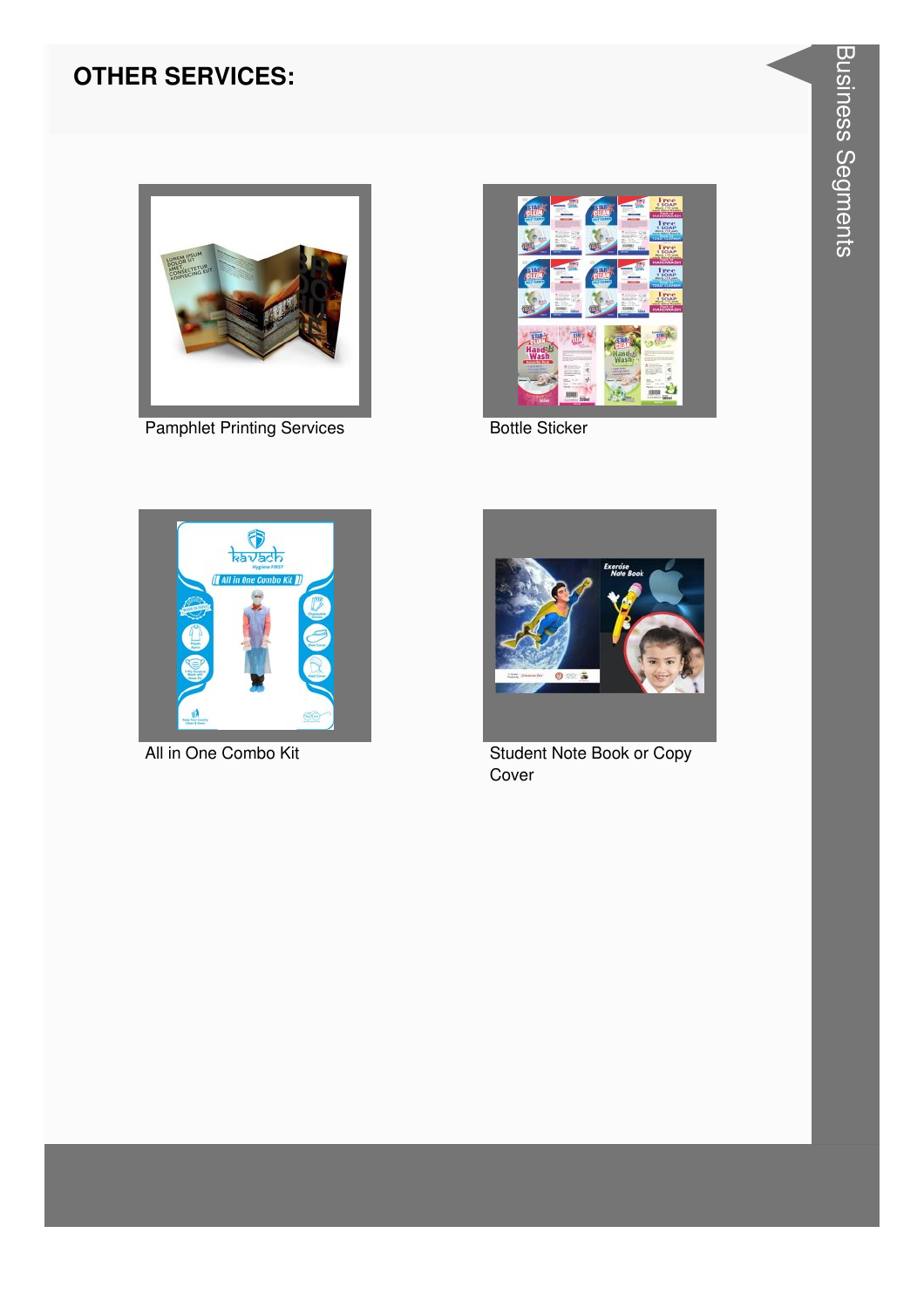## OTHER SERVICES:

Pamphlet Printing Services

Bottle Sticker

All in One Combo Kit

Student Note Book or Copy Cover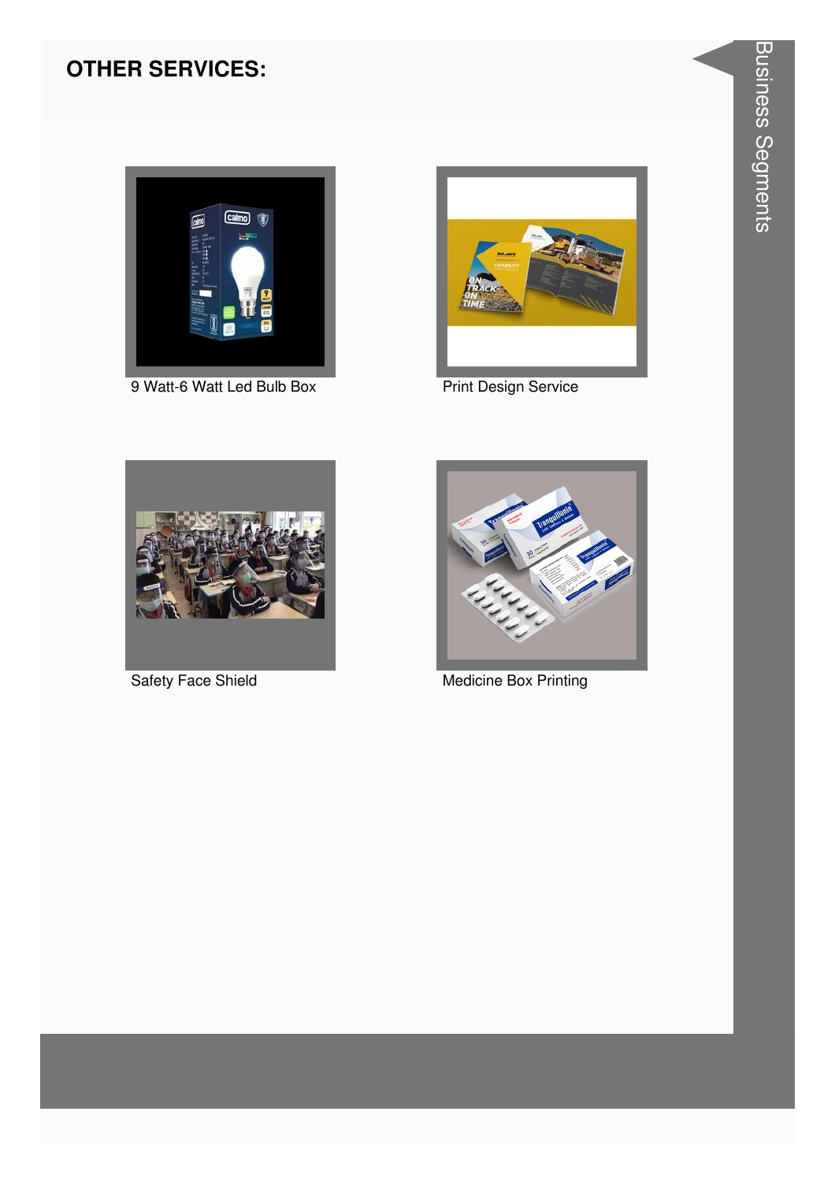## OTHER SERVICES:

9 Watt-6 Watt Led Bulb Box

Print Design Service

Safety Face Shield

Medicine Box Printing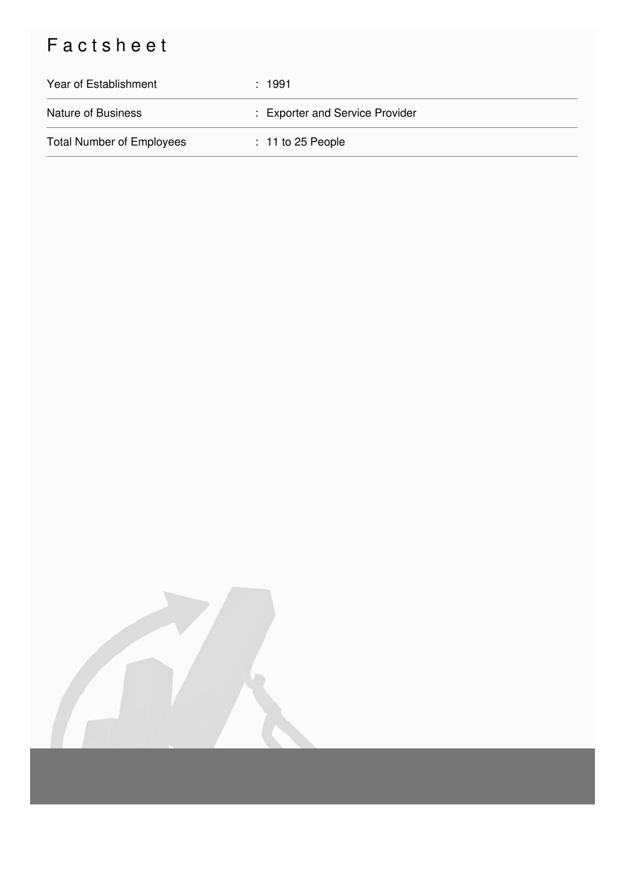# Factsheet

| | |
|---|---|
| Year of Establishment | : 1991 |
| Nature of Business | : Exporter and Service Provider |
| Total Number of Employees | : 11 to 25 People |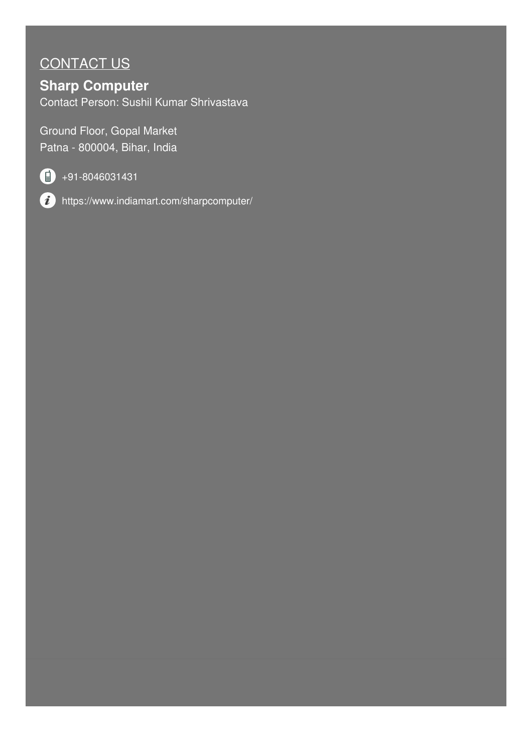## CONTACT US

### Sharp Computer

Contact Person: Sushil Kumar Shrivastava

Ground Floor, Gopal Market
Patna - 800004, Bihar, India

+91-8046031431

https://www.indiamart.com/sharpcomputer/